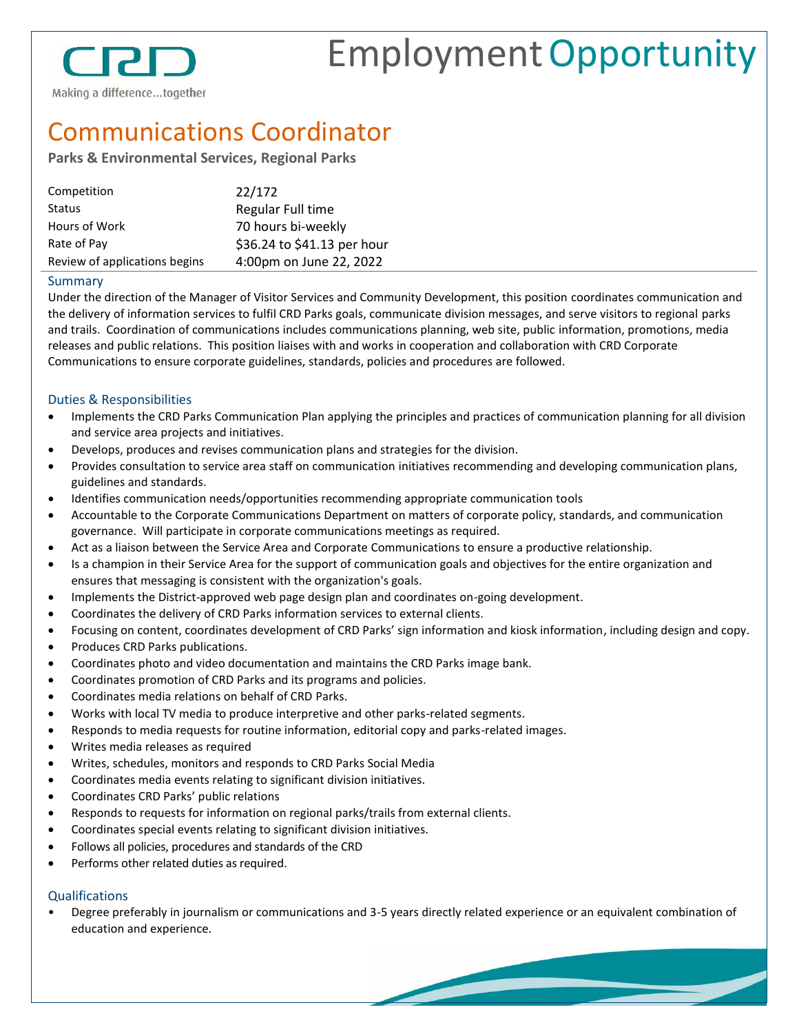CRD

Making a difference...together

# Employment Opportunity

## Communications Coordinator

**Parks & Environmental Services, Regional Parks**

| | |
|---|---|
| Competition | 22/172 |
| Status | Regular Full time |
| Hours of Work | 70 hours bi-weekly |
| Rate of Pay | $36.24 to $41.13 per hour |
| Review of applications begins | 4:00pm on June 22, 2022 |

### Summary

Under the direction of the Manager of Visitor Services and Community Development, this position coordinates communication and the delivery of information services to fulfil CRD Parks goals, communicate division messages, and serve visitors to regional parks and trails. Coordination of communications includes communications planning, web site, public information, promotions, media releases and public relations. This position liaises with and works in cooperation and collaboration with CRD Corporate Communications to ensure corporate guidelines, standards, policies and procedures are followed.

### Duties & Responsibilities

- Implements the CRD Parks Communication Plan applying the principles and practices of communication planning for all division and service area projects and initiatives.
- Develops, produces and revises communication plans and strategies for the division.
- Provides consultation to service area staff on communication initiatives recommending and developing communication plans, guidelines and standards.
- Identifies communication needs/opportunities recommending appropriate communication tools
- Accountable to the Corporate Communications Department on matters of corporate policy, standards, and communication governance. Will participate in corporate communications meetings as required.
- Act as a liaison between the Service Area and Corporate Communications to ensure a productive relationship.
- Is a champion in their Service Area for the support of communication goals and objectives for the entire organization and ensures that messaging is consistent with the organization's goals.
- Implements the District-approved web page design plan and coordinates on-going development.
- Coordinates the delivery of CRD Parks information services to external clients.
- Focusing on content, coordinates development of CRD Parks' sign information and kiosk information, including design and copy.
- Produces CRD Parks publications.
- Coordinates photo and video documentation and maintains the CRD Parks image bank.
- Coordinates promotion of CRD Parks and its programs and policies.
- Coordinates media relations on behalf of CRD Parks.
- Works with local TV media to produce interpretive and other parks-related segments.
- Responds to media requests for routine information, editorial copy and parks-related images.
- Writes media releases as required
- Writes, schedules, monitors and responds to CRD Parks Social Media
- Coordinates media events relating to significant division initiatives.
- Coordinates CRD Parks' public relations
- Responds to requests for information on regional parks/trails from external clients.
- Coordinates special events relating to significant division initiatives.
- Follows all policies, procedures and standards of the CRD
- Performs other related duties as required.

### Qualifications

- Degree preferably in journalism or communications and 3-5 years directly related experience or an equivalent combination of education and experience.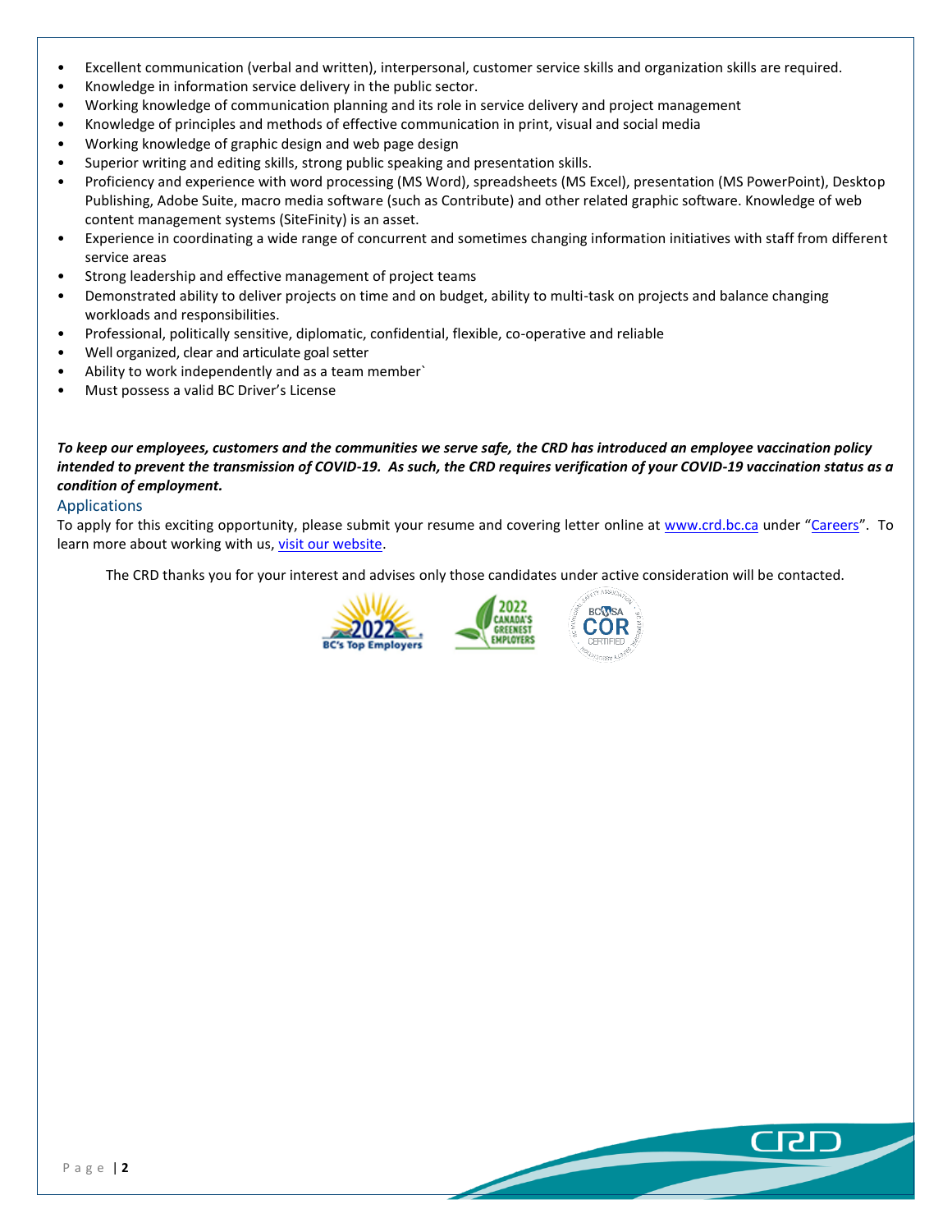- Excellent communication (verbal and written), interpersonal, customer service skills and organization skills are required.
- Knowledge in information service delivery in the public sector.
- Working knowledge of communication planning and its role in service delivery and project management
- Knowledge of principles and methods of effective communication in print, visual and social media
- Working knowledge of graphic design and web page design
- Superior writing and editing skills, strong public speaking and presentation skills.
- Proficiency and experience with word processing (MS Word), spreadsheets (MS Excel), presentation (MS PowerPoint), Desktop Publishing, Adobe Suite, macro media software (such as Contribute) and other related graphic software. Knowledge of web content management systems (SiteFinity) is an asset.
- Experience in coordinating a wide range of concurrent and sometimes changing information initiatives with staff from different service areas
- Strong leadership and effective management of project teams
- Demonstrated ability to deliver projects on time and on budget, ability to multi-task on projects and balance changing workloads and responsibilities.
- Professional, politically sensitive, diplomatic, confidential, flexible, co-operative and reliable
- Well organized, clear and articulate goal setter
- Ability to work independently and as a team member`
- Must possess a valid BC Driver's License

***To keep our employees, customers and the communities we serve safe, the CRD has introduced an employee vaccination policy intended to prevent the transmission of COVID-19. As such, the CRD requires verification of your COVID-19 vaccination status as a condition of employment.***

## Applications

To apply for this exciting opportunity, please submit your resume and covering letter online at www.crd.bc.ca under "Careers". To learn more about working with us, visit our website.

The CRD thanks you for your interest and advises only those candidates under active consideration will be contacted.

2022 BC's Top Employers

2022 Canada's Greenest Employers

BCMSA COR Certified